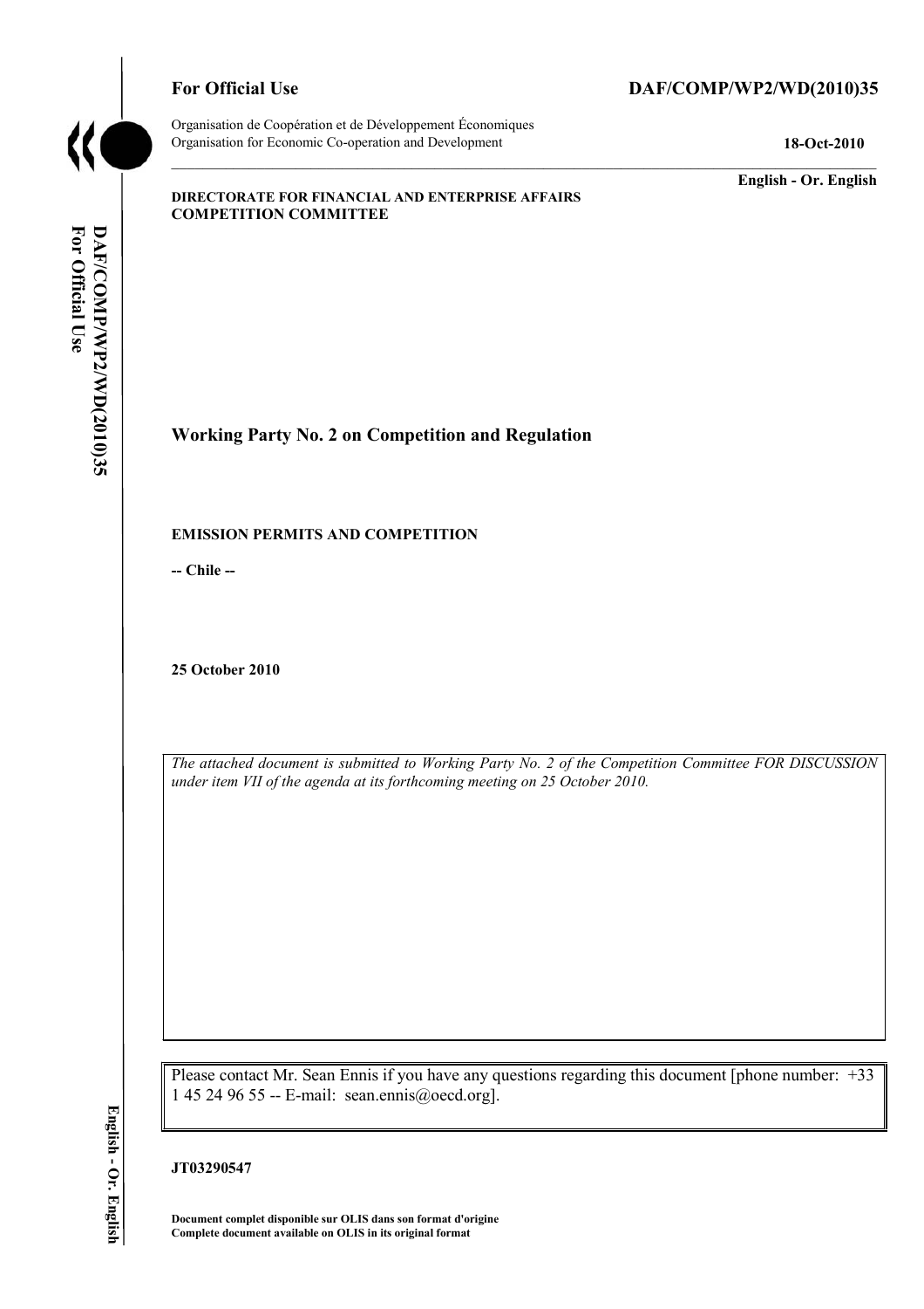**For Official Use** **DAF/COMP/WP2/WD(2010)35**

Organisation de Coopération et de Développement Économiques
Organisation for Economic Co-operation and Development **18-Oct-2010**

**English - Or. English**

**DIRECTORATE FOR FINANCIAL AND ENTERPRISE AFFAIRS**
**COMPETITION COMMITTEE**

## Working Party No. 2 on Competition and Regulation

**EMISSION PERMITS AND COMPETITION**

**-- Chile --**

**25 October 2010**

*The attached document is submitted to Working Party No. 2 of the Competition Committee FOR DISCUSSION under item VII of the agenda at its forthcoming meeting on 25 October 2010.*

Please contact Mr. Sean Ennis if you have any questions regarding this document [phone number: +33 1 45 24 96 55 -- E-mail: sean.ennis@oecd.org].

**JT03290547**

**Document complet disponible sur OLIS dans son format d'origine**
**Complete document available on OLIS in its original format**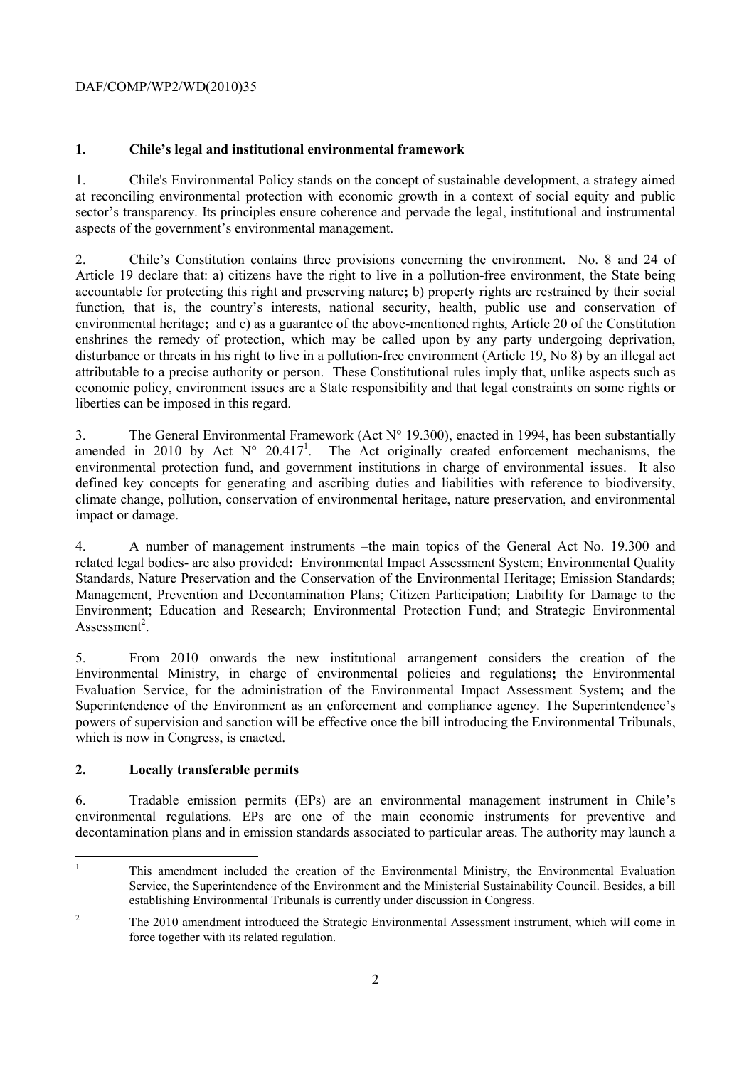## 1. Chile's legal and institutional environmental framework

1. Chile's Environmental Policy stands on the concept of sustainable development, a strategy aimed at reconciling environmental protection with economic growth in a context of social equity and public sector's transparency. Its principles ensure coherence and pervade the legal, institutional and instrumental aspects of the government's environmental management.

2. Chile's Constitution contains three provisions concerning the environment. No. 8 and 24 of Article 19 declare that: a) citizens have the right to live in a pollution-free environment, the State being accountable for protecting this right and preserving nature**;** b) property rights are restrained by their social function, that is, the country's interests, national security, health, public use and conservation of environmental heritage**;** and c) as a guarantee of the above-mentioned rights, Article 20 of the Constitution enshrines the remedy of protection, which may be called upon by any party undergoing deprivation, disturbance or threats in his right to live in a pollution-free environment (Article 19, No 8) by an illegal act attributable to a precise authority or person. These Constitutional rules imply that, unlike aspects such as economic policy, environment issues are a State responsibility and that legal constraints on some rights or liberties can be imposed in this regard.

3. The General Environmental Framework (Act N° 19.300), enacted in 1994, has been substantially amended in 2010 by Act N° 20.417[1]. The Act originally created enforcement mechanisms, the environmental protection fund, and government institutions in charge of environmental issues. It also defined key concepts for generating and ascribing duties and liabilities with reference to biodiversity, climate change, pollution, conservation of environmental heritage, nature preservation, and environmental impact or damage.

4. A number of management instruments –the main topics of the General Act No. 19.300 and related legal bodies- are also provided**:** Environmental Impact Assessment System; Environmental Quality Standards, Nature Preservation and the Conservation of the Environmental Heritage; Emission Standards; Management, Prevention and Decontamination Plans; Citizen Participation; Liability for Damage to the Environment; Education and Research; Environmental Protection Fund; and Strategic Environmental Assessment[2].

5. From 2010 onwards the new institutional arrangement considers the creation of the Environmental Ministry, in charge of environmental policies and regulations**;** the Environmental Evaluation Service, for the administration of the Environmental Impact Assessment System**;** and the Superintendence of the Environment as an enforcement and compliance agency. The Superintendence's powers of supervision and sanction will be effective once the bill introducing the Environmental Tribunals, which is now in Congress, is enacted.

## 2. Locally transferable permits

6. Tradable emission permits (EPs) are an environmental management instrument in Chile's environmental regulations. EPs are one of the main economic instruments for preventive and decontamination plans and in emission standards associated to particular areas. The authority may launch a

---

[1] This amendment included the creation of the Environmental Ministry, the Environmental Evaluation Service, the Superintendence of the Environment and the Ministerial Sustainability Council. Besides, a bill establishing Environmental Tribunals is currently under discussion in Congress.

[2] The 2010 amendment introduced the Strategic Environmental Assessment instrument, which will come in force together with its related regulation.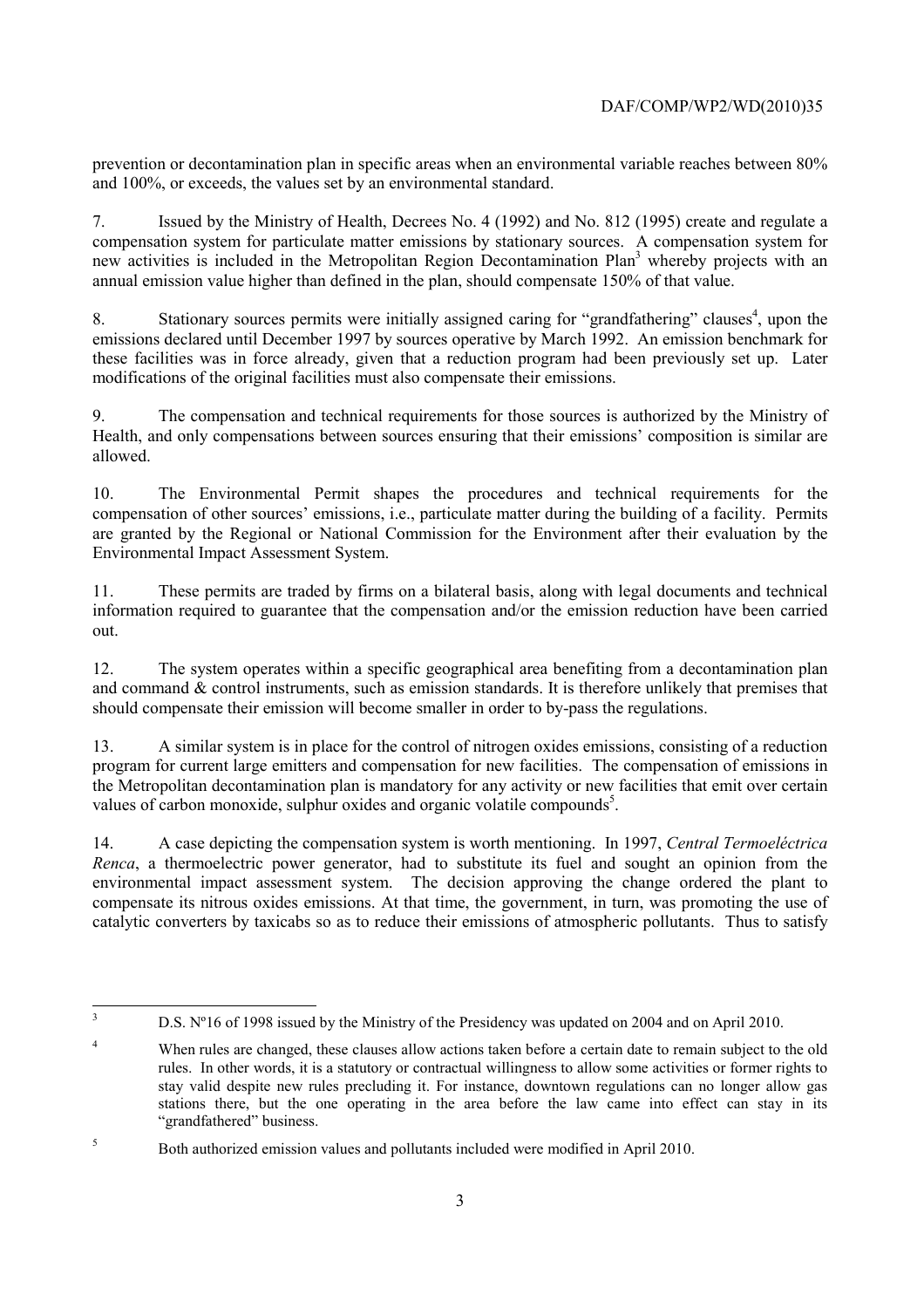prevention or decontamination plan in specific areas when an environmental variable reaches between 80% and 100%, or exceeds, the values set by an environmental standard.

7. Issued by the Ministry of Health, Decrees No. 4 (1992) and No. 812 (1995) create and regulate a compensation system for particulate matter emissions by stationary sources. A compensation system for new activities is included in the Metropolitan Region Decontamination Plan[3] whereby projects with an annual emission value higher than defined in the plan, should compensate 150% of that value.

8. Stationary sources permits were initially assigned caring for "grandfathering" clauses[4], upon the emissions declared until December 1997 by sources operative by March 1992. An emission benchmark for these facilities was in force already, given that a reduction program had been previously set up. Later modifications of the original facilities must also compensate their emissions.

9. The compensation and technical requirements for those sources is authorized by the Ministry of Health, and only compensations between sources ensuring that their emissions' composition is similar are allowed.

10. The Environmental Permit shapes the procedures and technical requirements for the compensation of other sources' emissions, i.e., particulate matter during the building of a facility. Permits are granted by the Regional or National Commission for the Environment after their evaluation by the Environmental Impact Assessment System.

11. These permits are traded by firms on a bilateral basis, along with legal documents and technical information required to guarantee that the compensation and/or the emission reduction have been carried out.

12. The system operates within a specific geographical area benefiting from a decontamination plan and command & control instruments, such as emission standards. It is therefore unlikely that premises that should compensate their emission will become smaller in order to by-pass the regulations.

13. A similar system is in place for the control of nitrogen oxides emissions, consisting of a reduction program for current large emitters and compensation for new facilities. The compensation of emissions in the Metropolitan decontamination plan is mandatory for any activity or new facilities that emit over certain values of carbon monoxide, sulphur oxides and organic volatile compounds[5].

14. A case depicting the compensation system is worth mentioning. In 1997, *Central Termoeléctrica Renca*, a thermoelectric power generator, had to substitute its fuel and sought an opinion from the environmental impact assessment system. The decision approving the change ordered the plant to compensate its nitrous oxides emissions. At that time, the government, in turn, was promoting the use of catalytic converters by taxicabs so as to reduce their emissions of atmospheric pollutants. Thus to satisfy

---

[3] D.S. Nº16 of 1998 issued by the Ministry of the Presidency was updated on 2004 and on April 2010.

[4] When rules are changed, these clauses allow actions taken before a certain date to remain subject to the old rules. In other words, it is a statutory or contractual willingness to allow some activities or former rights to stay valid despite new rules precluding it. For instance, downtown regulations can no longer allow gas stations there, but the one operating in the area before the law came into effect can stay in its "grandfathered" business.

[5] Both authorized emission values and pollutants included were modified in April 2010.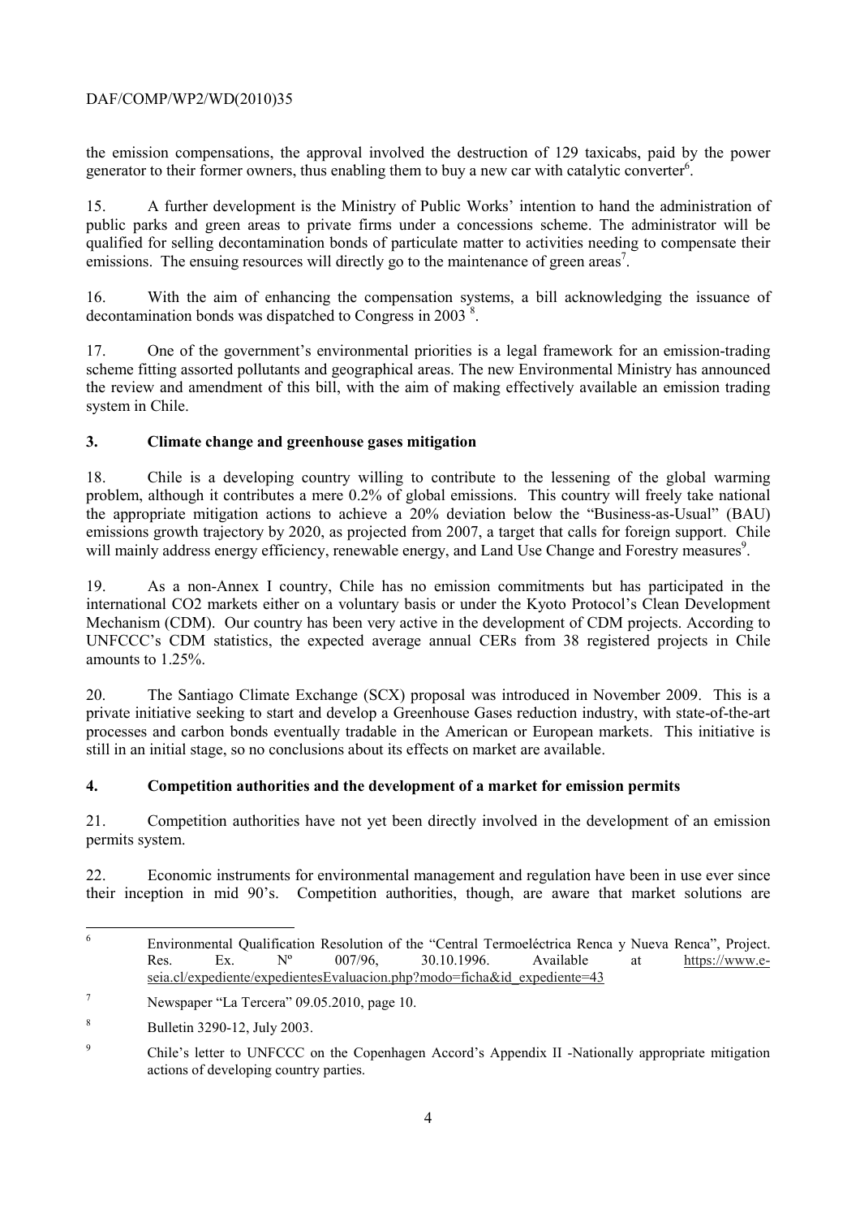the emission compensations, the approval involved the destruction of 129 taxicabs, paid by the power generator to their former owners, thus enabling them to buy a new car with catalytic converter[6].

15. A further development is the Ministry of Public Works' intention to hand the administration of public parks and green areas to private firms under a concessions scheme. The administrator will be qualified for selling decontamination bonds of particulate matter to activities needing to compensate their emissions. The ensuing resources will directly go to the maintenance of green areas[7].

16. With the aim of enhancing the compensation systems, a bill acknowledging the issuance of decontamination bonds was dispatched to Congress in 2003 [8].

17. One of the government's environmental priorities is a legal framework for an emission-trading scheme fitting assorted pollutants and geographical areas. The new Environmental Ministry has announced the review and amendment of this bill, with the aim of making effectively available an emission trading system in Chile.

## 3. Climate change and greenhouse gases mitigation

18. Chile is a developing country willing to contribute to the lessening of the global warming problem, although it contributes a mere 0.2% of global emissions. This country will freely take national the appropriate mitigation actions to achieve a 20% deviation below the "Business-as-Usual" (BAU) emissions growth trajectory by 2020, as projected from 2007, a target that calls for foreign support. Chile will mainly address energy efficiency, renewable energy, and Land Use Change and Forestry measures[9].

19. As a non-Annex I country, Chile has no emission commitments but has participated in the international CO2 markets either on a voluntary basis or under the Kyoto Protocol's Clean Development Mechanism (CDM). Our country has been very active in the development of CDM projects. According to UNFCCC's CDM statistics, the expected average annual CERs from 38 registered projects in Chile amounts to 1.25%.

20. The Santiago Climate Exchange (SCX) proposal was introduced in November 2009. This is a private initiative seeking to start and develop a Greenhouse Gases reduction industry, with state-of-the-art processes and carbon bonds eventually tradable in the American or European markets. This initiative is still in an initial stage, so no conclusions about its effects on market are available.

## 4. Competition authorities and the development of a market for emission permits

21. Competition authorities have not yet been directly involved in the development of an emission permits system.

22. Economic instruments for environmental management and regulation have been in use ever since their inception in mid 90's. Competition authorities, though, are aware that market solutions are

---

[6] Environmental Qualification Resolution of the "Central Termoeléctrica Renca y Nueva Renca", Project. Res. Ex. Nº 007/96, 30.10.1996. Available at https://www.e-seia.cl/expediente/expedientesEvaluacion.php?modo=ficha&id_expediente=43

[7] Newspaper "La Tercera" 09.05.2010, page 10.

[8] Bulletin 3290-12, July 2003.

[9] Chile's letter to UNFCCC on the Copenhagen Accord's Appendix II -Nationally appropriate mitigation actions of developing country parties.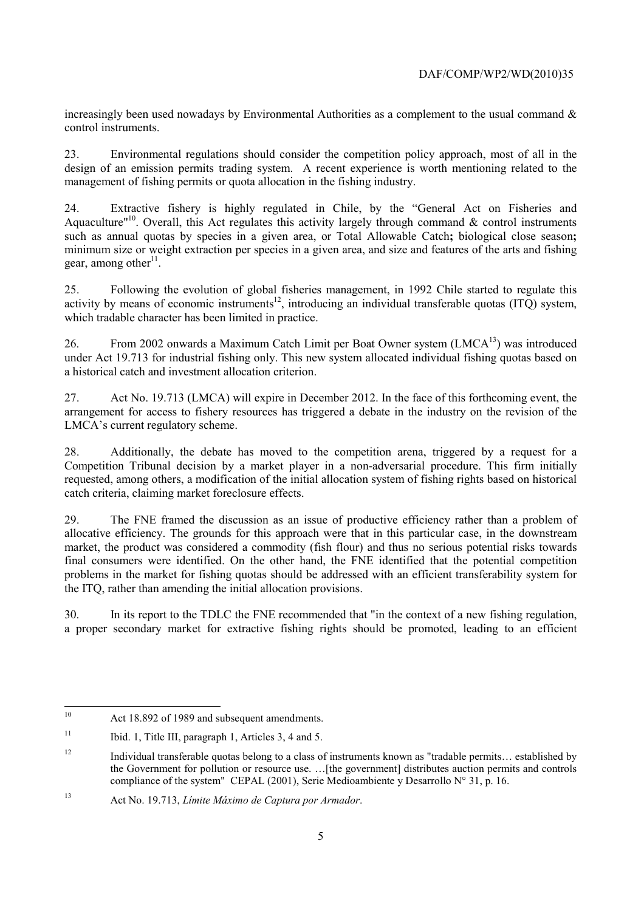increasingly been used nowadays by Environmental Authorities as a complement to the usual command & control instruments.

23. Environmental regulations should consider the competition policy approach, most of all in the design of an emission permits trading system. A recent experience is worth mentioning related to the management of fishing permits or quota allocation in the fishing industry.

24. Extractive fishery is highly regulated in Chile, by the "General Act on Fisheries and Aquaculture"[10]. Overall, this Act regulates this activity largely through command & control instruments such as annual quotas by species in a given area, or Total Allowable Catch**;** biological close season**;** minimum size or weight extraction per species in a given area, and size and features of the arts and fishing gear, among other[11].

25. Following the evolution of global fisheries management, in 1992 Chile started to regulate this activity by means of economic instruments[12], introducing an individual transferable quotas (ITQ) system, which tradable character has been limited in practice.

26. From 2002 onwards a Maximum Catch Limit per Boat Owner system (LMCA[13]) was introduced under Act 19.713 for industrial fishing only. This new system allocated individual fishing quotas based on a historical catch and investment allocation criterion.

27. Act No. 19.713 (LMCA) will expire in December 2012. In the face of this forthcoming event, the arrangement for access to fishery resources has triggered a debate in the industry on the revision of the LMCA's current regulatory scheme.

28. Additionally, the debate has moved to the competition arena, triggered by a request for a Competition Tribunal decision by a market player in a non-adversarial procedure. This firm initially requested, among others, a modification of the initial allocation system of fishing rights based on historical catch criteria, claiming market foreclosure effects.

29. The FNE framed the discussion as an issue of productive efficiency rather than a problem of allocative efficiency. The grounds for this approach were that in this particular case, in the downstream market, the product was considered a commodity (fish flour) and thus no serious potential risks towards final consumers were identified. On the other hand, the FNE identified that the potential competition problems in the market for fishing quotas should be addressed with an efficient transferability system for the ITQ, rather than amending the initial allocation provisions.

30. In its report to the TDLC the FNE recommended that "in the context of a new fishing regulation, a proper secondary market for extractive fishing rights should be promoted, leading to an efficient

---

[10] Act 18.892 of 1989 and subsequent amendments.

[11] Ibid. 1, Title III, paragraph 1, Articles 3, 4 and 5.

[12] Individual transferable quotas belong to a class of instruments known as "tradable permits… established by the Government for pollution or resource use. …[the government] distributes auction permits and controls compliance of the system" CEPAL (2001), Serie Medioambiente y Desarrollo N° 31, p. 16.

[13] Act No. 19.713, *Límite Máximo de Captura por Armador*.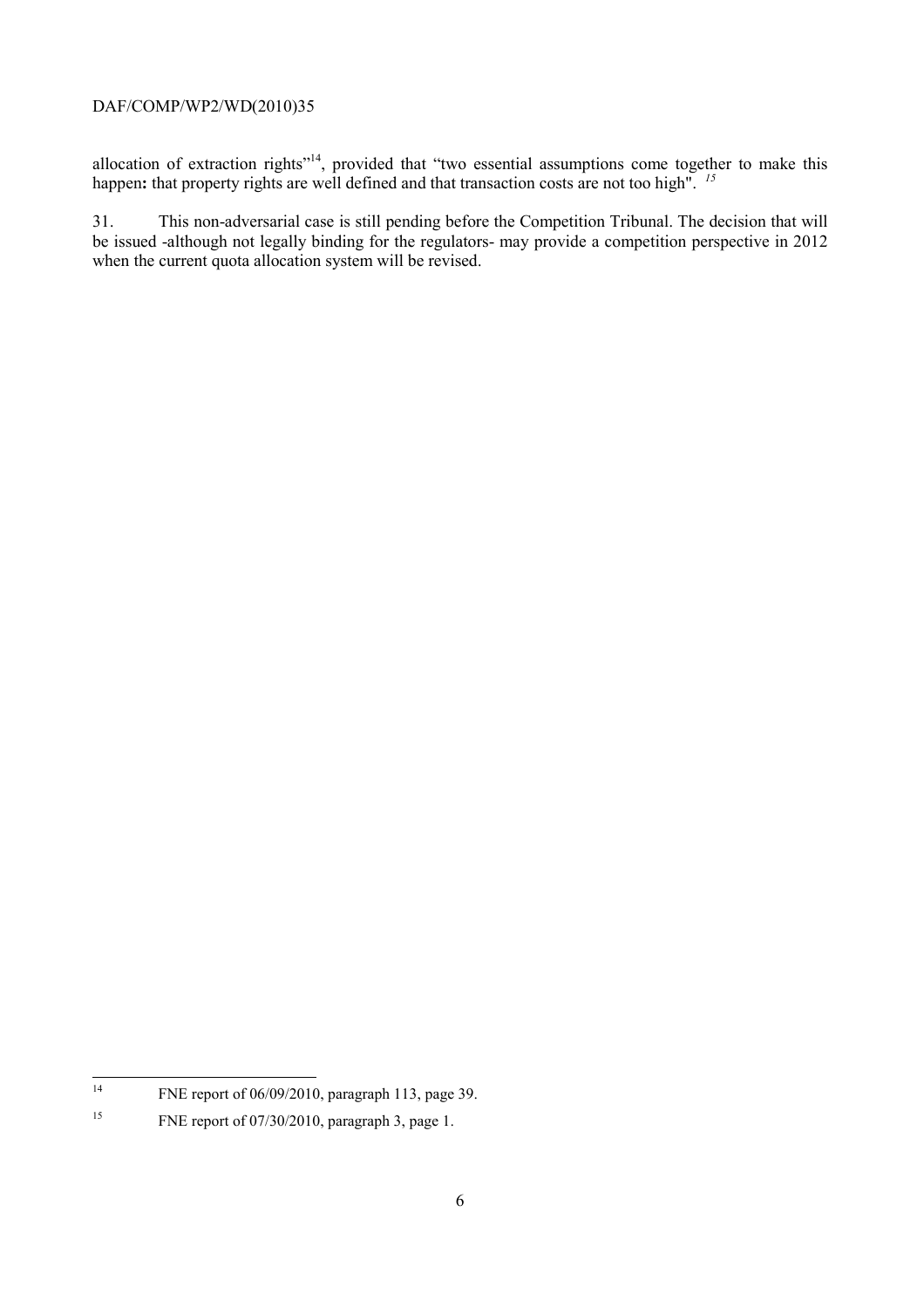allocation of extraction rights"[14], provided that "two essential assumptions come together to make this happen**:** that property rights are well defined and that transaction costs are not too high". [15]

31. This non-adversarial case is still pending before the Competition Tribunal. The decision that will be issued -although not legally binding for the regulators- may provide a competition perspective in 2012 when the current quota allocation system will be revised.

---

[14] FNE report of 06/09/2010, paragraph 113, page 39.

[15] FNE report of 07/30/2010, paragraph 3, page 1.